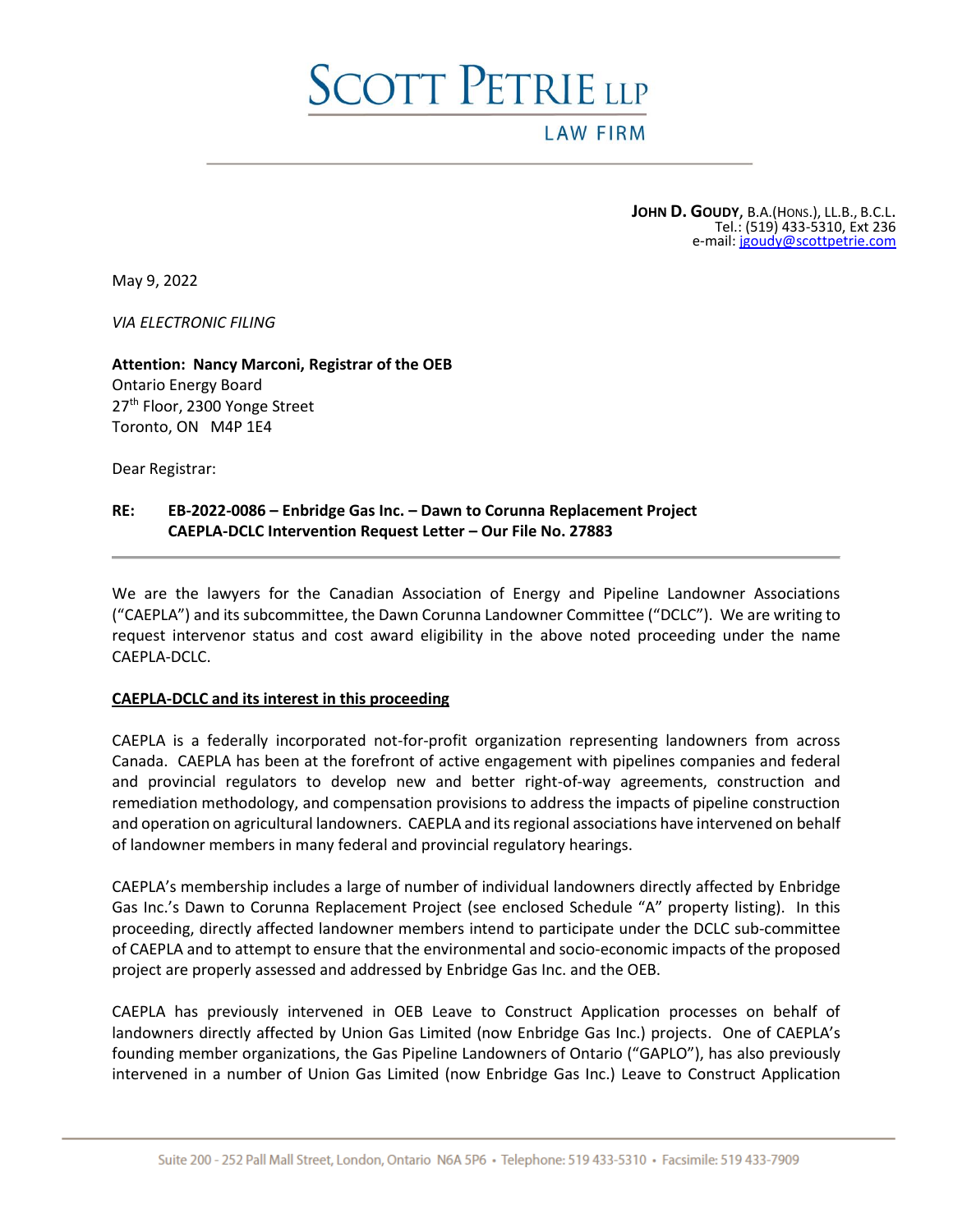# SCOTT PETRIE LLP

LAW FIRM

**JOHN D. GOUDY**, B.A.(HONS.), LL.B., B.C.L.
Tel.: (519) 433-5310, Ext 236
e-mail: jgoudy@scottpetrie.com

May 9, 2022

*VIA ELECTRONIC FILING*

**Attention: Nancy Marconi, Registrar of the OEB**
Ontario Energy Board
27th Floor, 2300 Yonge Street
Toronto, ON M4P 1E4

Dear Registrar:

**RE: EB-2022-0086 – Enbridge Gas Inc. – Dawn to Corunna Replacement Project**
**CAEPLA-DCLC Intervention Request Letter – Our File No. 27883**

We are the lawyers for the Canadian Association of Energy and Pipeline Landowner Associations ("CAEPLA") and its subcommittee, the Dawn Corunna Landowner Committee ("DCLC"). We are writing to request intervenor status and cost award eligibility in the above noted proceeding under the name CAEPLA-DCLC.

**CAEPLA-DCLC and its interest in this proceeding**

CAEPLA is a federally incorporated not-for-profit organization representing landowners from across Canada. CAEPLA has been at the forefront of active engagement with pipelines companies and federal and provincial regulators to develop new and better right-of-way agreements, construction and remediation methodology, and compensation provisions to address the impacts of pipeline construction and operation on agricultural landowners. CAEPLA and its regional associations have intervened on behalf of landowner members in many federal and provincial regulatory hearings.

CAEPLA's membership includes a large of number of individual landowners directly affected by Enbridge Gas Inc.'s Dawn to Corunna Replacement Project (see enclosed Schedule "A" property listing). In this proceeding, directly affected landowner members intend to participate under the DCLC sub-committee of CAEPLA and to attempt to ensure that the environmental and socio-economic impacts of the proposed project are properly assessed and addressed by Enbridge Gas Inc. and the OEB.

CAEPLA has previously intervened in OEB Leave to Construct Application processes on behalf of landowners directly affected by Union Gas Limited (now Enbridge Gas Inc.) projects. One of CAEPLA's founding member organizations, the Gas Pipeline Landowners of Ontario ("GAPLO"), has also previously intervened in a number of Union Gas Limited (now Enbridge Gas Inc.) Leave to Construct Application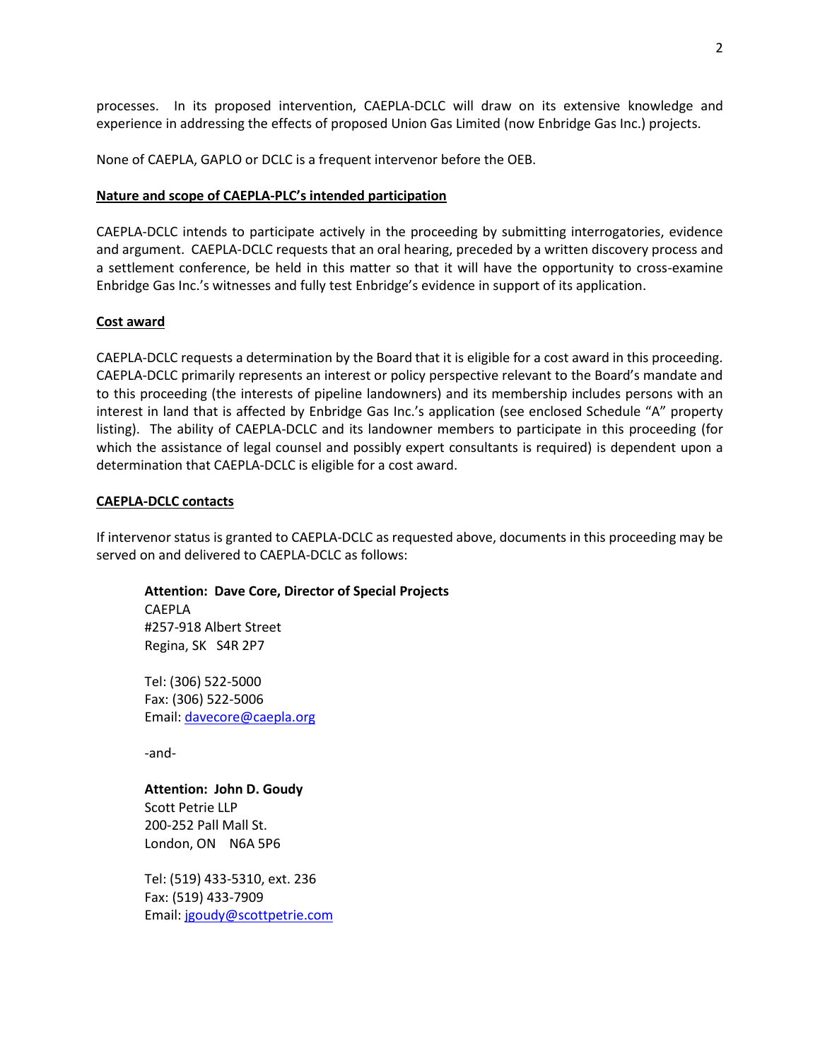processes. In its proposed intervention, CAEPLA-DCLC will draw on its extensive knowledge and experience in addressing the effects of proposed Union Gas Limited (now Enbridge Gas Inc.) projects.

None of CAEPLA, GAPLO or DCLC is a frequent intervenor before the OEB.

**<u>Nature and scope of CAEPLA-PLC's intended participation</u>**

CAEPLA-DCLC intends to participate actively in the proceeding by submitting interrogatories, evidence and argument. CAEPLA-DCLC requests that an oral hearing, preceded by a written discovery process and a settlement conference, be held in this matter so that it will have the opportunity to cross-examine Enbridge Gas Inc.'s witnesses and fully test Enbridge's evidence in support of its application.

**<u>Cost award</u>**

CAEPLA-DCLC requests a determination by the Board that it is eligible for a cost award in this proceeding. CAEPLA-DCLC primarily represents an interest or policy perspective relevant to the Board's mandate and to this proceeding (the interests of pipeline landowners) and its membership includes persons with an interest in land that is affected by Enbridge Gas Inc.'s application (see enclosed Schedule "A" property listing). The ability of CAEPLA-DCLC and its landowner members to participate in this proceeding (for which the assistance of legal counsel and possibly expert consultants is required) is dependent upon a determination that CAEPLA-DCLC is eligible for a cost award.

**<u>CAEPLA-DCLC contacts</u>**

If intervenor status is granted to CAEPLA-DCLC as requested above, documents in this proceeding may be served on and delivered to CAEPLA-DCLC as follows:

> **Attention: Dave Core, Director of Special Projects**
> CAEPLA
> #257-918 Albert Street
> Regina, SK S4R 2P7
>
> Tel: (306) 522-5000
> Fax: (306) 522-5006
> Email: davecore@caepla.org
>
> -and-
>
> **Attention: John D. Goudy**
> Scott Petrie LLP
> 200-252 Pall Mall St.
> London, ON N6A 5P6
>
> Tel: (519) 433-5310, ext. 236
> Fax: (519) 433-7909
> Email: jgoudy@scottpetrie.com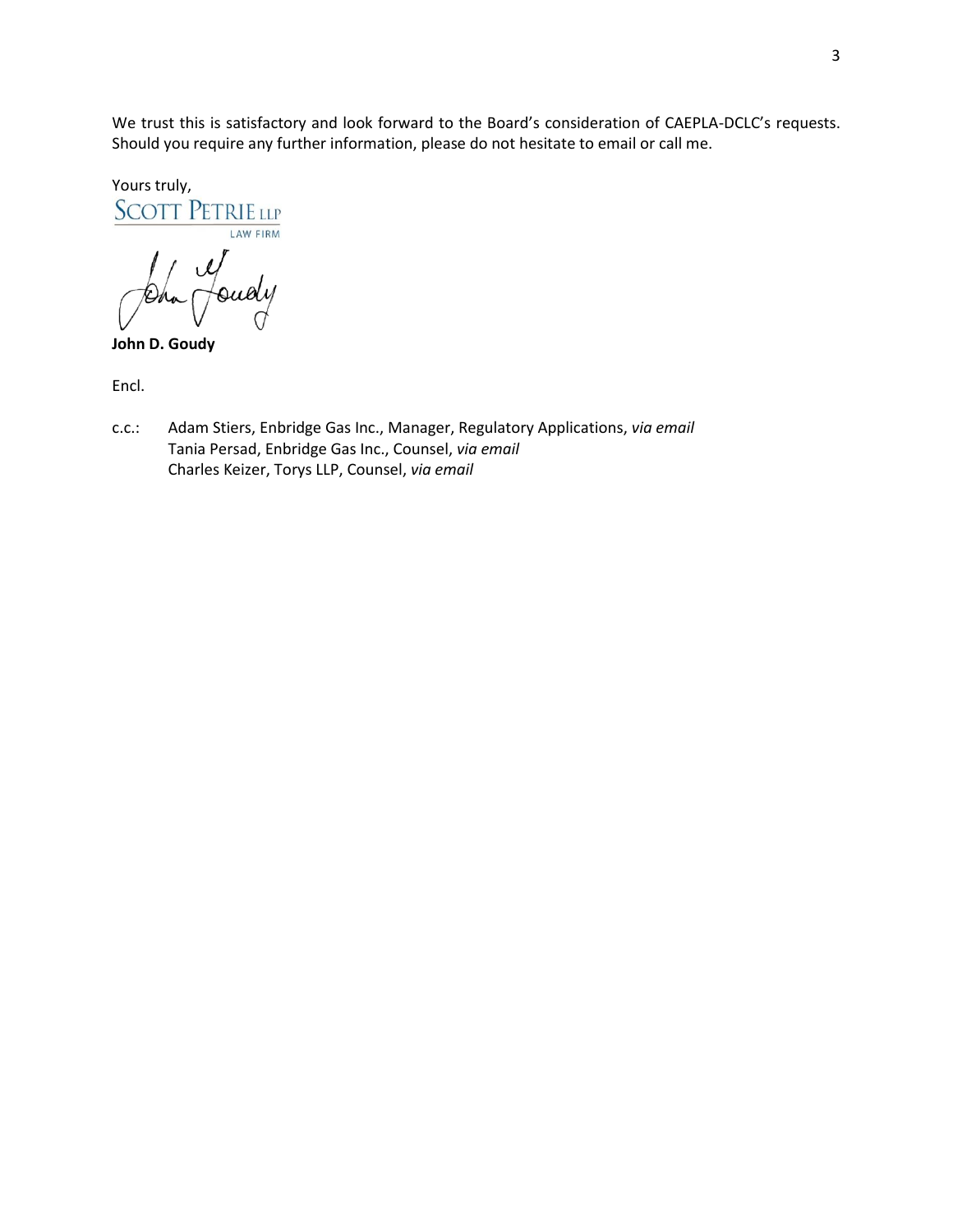We trust this is satisfactory and look forward to the Board's consideration of CAEPLA-DCLC's requests. Should you require any further information, please do not hesitate to email or call me.

Yours truly,

SCOTT PETRIE LLP
LAW FIRM

**John D. Goudy**

Encl.

c.c.: Adam Stiers, Enbridge Gas Inc., Manager, Regulatory Applications, *via email*
Tania Persad, Enbridge Gas Inc., Counsel, *via email*
Charles Keizer, Torys LLP, Counsel, *via email*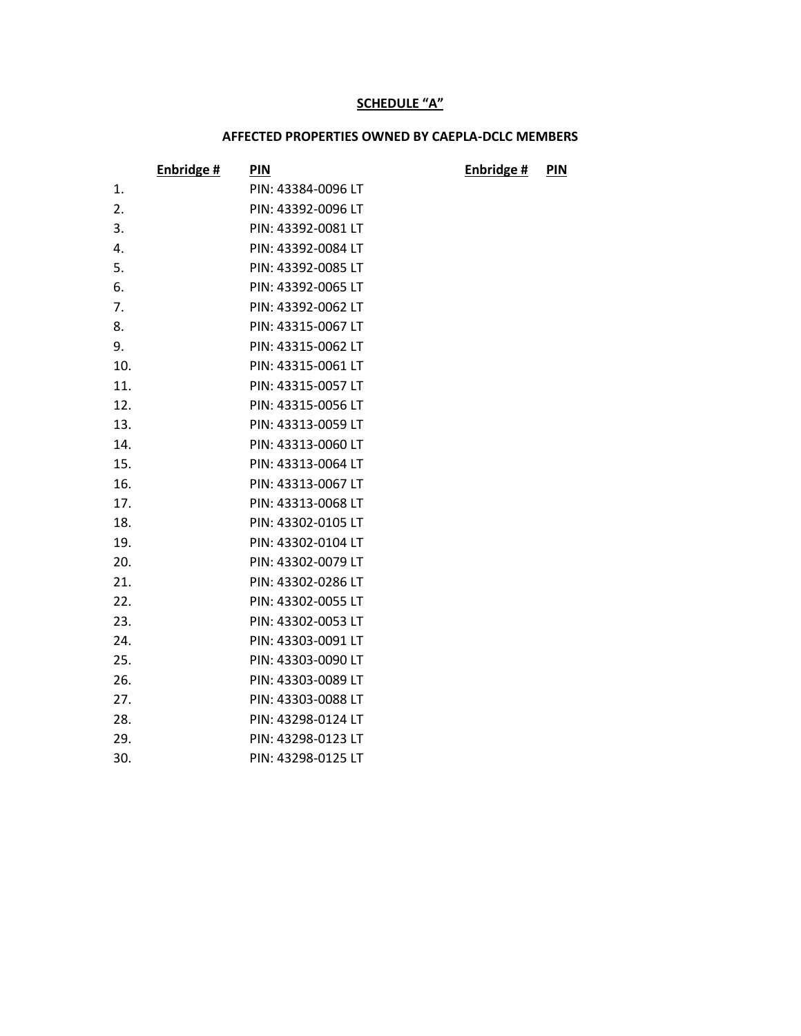**SCHEDULE "A"**

**AFFECTED PROPERTIES OWNED BY CAEPLA-DCLC MEMBERS**

| | Enbridge # | PIN | Enbridge # | PIN |
|---|---|---|---|---|
| 1. | | PIN: 43384-0096 LT | | |
| 2. | | PIN: 43392-0096 LT | | |
| 3. | | PIN: 43392-0081 LT | | |
| 4. | | PIN: 43392-0084 LT | | |
| 5. | | PIN: 43392-0085 LT | | |
| 6. | | PIN: 43392-0065 LT | | |
| 7. | | PIN: 43392-0062 LT | | |
| 8. | | PIN: 43315-0067 LT | | |
| 9. | | PIN: 43315-0062 LT | | |
| 10. | | PIN: 43315-0061 LT | | |
| 11. | | PIN: 43315-0057 LT | | |
| 12. | | PIN: 43315-0056 LT | | |
| 13. | | PIN: 43313-0059 LT | | |
| 14. | | PIN: 43313-0060 LT | | |
| 15. | | PIN: 43313-0064 LT | | |
| 16. | | PIN: 43313-0067 LT | | |
| 17. | | PIN: 43313-0068 LT | | |
| 18. | | PIN: 43302-0105 LT | | |
| 19. | | PIN: 43302-0104 LT | | |
| 20. | | PIN: 43302-0079 LT | | |
| 21. | | PIN: 43302-0286 LT | | |
| 22. | | PIN: 43302-0055 LT | | |
| 23. | | PIN: 43302-0053 LT | | |
| 24. | | PIN: 43303-0091 LT | | |
| 25. | | PIN: 43303-0090 LT | | |
| 26. | | PIN: 43303-0089 LT | | |
| 27. | | PIN: 43303-0088 LT | | |
| 28. | | PIN: 43298-0124 LT | | |
| 29. | | PIN: 43298-0123 LT | | |
| 30. | | PIN: 43298-0125 LT | | |